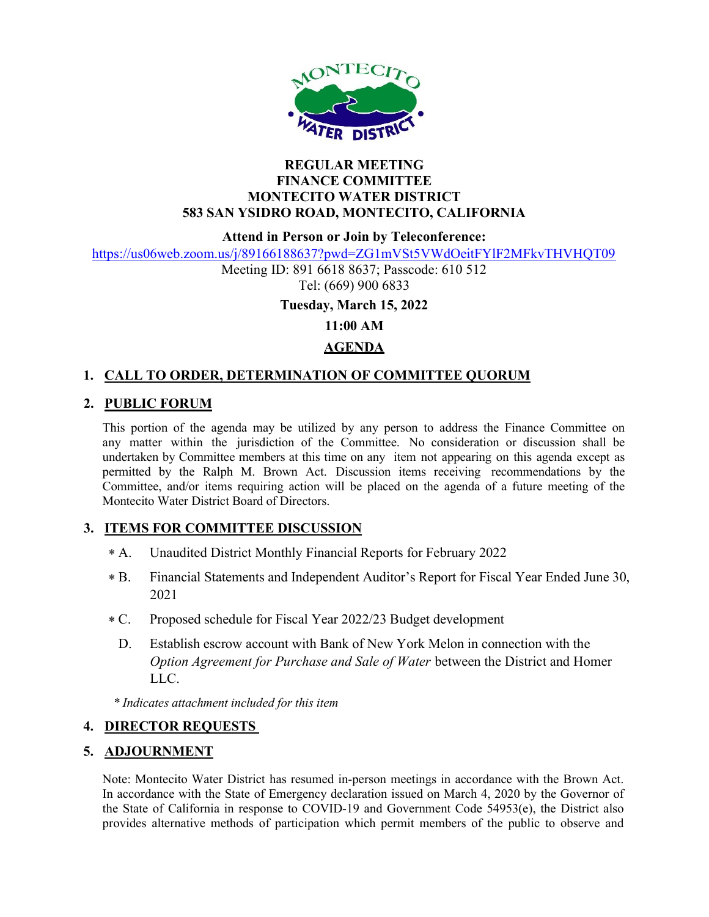**REGULAR MEETING**
**FINANCE COMMITTEE**
**MONTECITO WATER DISTRICT**
**583 SAN YSIDRO ROAD, MONTECITO, CALIFORNIA**

**Attend in Person or Join by Teleconference:**

https://us06web.zoom.us/j/89166188637?pwd=ZG1mVSt5VWdOeitFYlF2MFkvTHVHQT09

Meeting ID: 891 6618 8637; Passcode: 610 512

Tel: (669) 900 6833

**Tuesday, March 15, 2022**

**11:00 AM**

## AGENDA

### 1. CALL TO ORDER, DETERMINATION OF COMMITTEE QUORUM

### 2. PUBLIC FORUM

This portion of the agenda may be utilized by any person to address the Finance Committee on any matter within the jurisdiction of the Committee. No consideration or discussion shall be undertaken by Committee members at this time on any item not appearing on this agenda except as permitted by the Ralph M. Brown Act. Discussion items receiving recommendations by the Committee, and/or items requiring action will be placed on the agenda of a future meeting of the Montecito Water District Board of Directors.

### 3. ITEMS FOR COMMITTEE DISCUSSION

- * A. Unaudited District Monthly Financial Reports for February 2022
- * B. Financial Statements and Independent Auditor's Report for Fiscal Year Ended June 30, 2021
- * C. Proposed schedule for Fiscal Year 2022/23 Budget development
- D. Establish escrow account with Bank of New York Melon in connection with the *Option Agreement for Purchase and Sale of Water* between the District and Homer LLC.

*\* Indicates attachment included for this item*

### 4. DIRECTOR REQUESTS

### 5. ADJOURNMENT

Note: Montecito Water District has resumed in-person meetings in accordance with the Brown Act. In accordance with the State of Emergency declaration issued on March 4, 2020 by the Governor of the State of California in response to COVID-19 and Government Code 54953(e), the District also provides alternative methods of participation which permit members of the public to observe and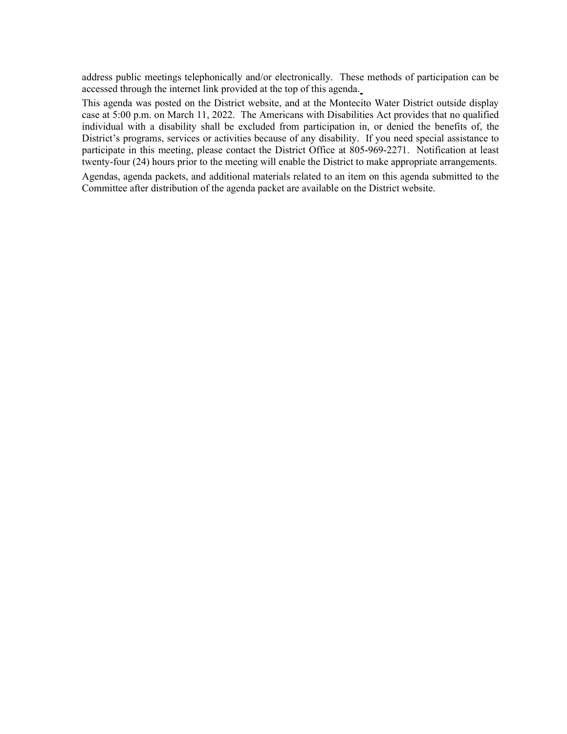address public meetings telephonically and/or electronically. These methods of participation can be accessed through the internet link provided at the top of this agenda.

This agenda was posted on the District website, and at the Montecito Water District outside display case at 5:00 p.m. on March 11, 2022. The Americans with Disabilities Act provides that no qualified individual with a disability shall be excluded from participation in, or denied the benefits of, the District's programs, services or activities because of any disability. If you need special assistance to participate in this meeting, please contact the District Office at 805-969-2271. Notification at least twenty-four (24) hours prior to the meeting will enable the District to make appropriate arrangements.

Agendas, agenda packets, and additional materials related to an item on this agenda submitted to the Committee after distribution of the agenda packet are available on the District website.